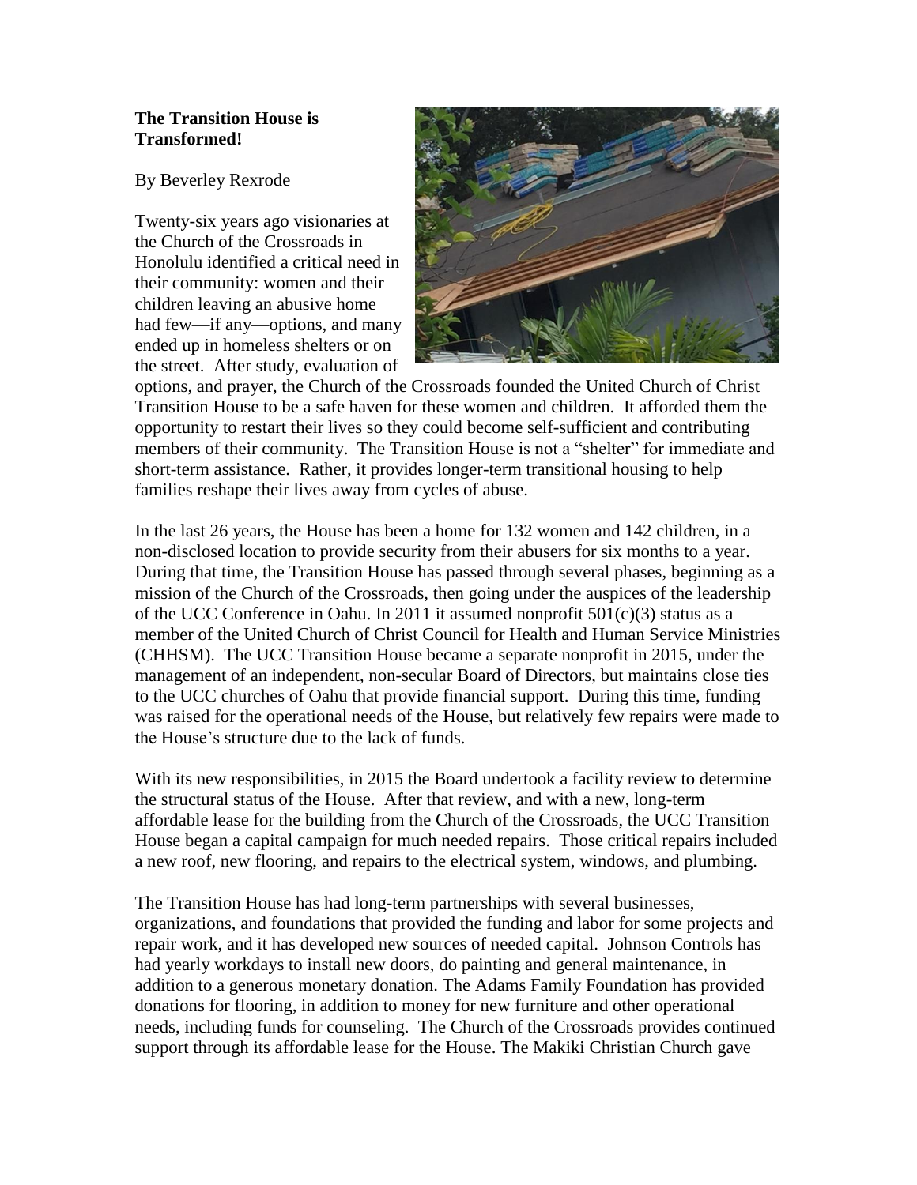**The Transition House is Transformed!**

By Beverley Rexrode

Twenty-six years ago visionaries at the Church of the Crossroads in Honolulu identified a critical need in their community: women and their children leaving an abusive home had few—if any—options, and many ended up in homeless shelters or on the street. After study, evaluation of options, and prayer, the Church of the Crossroads founded the United Church of Christ Transition House to be a safe haven for these women and children. It afforded them the opportunity to restart their lives so they could become self-sufficient and contributing members of their community. The Transition House is not a "shelter" for immediate and short-term assistance. Rather, it provides longer-term transitional housing to help families reshape their lives away from cycles of abuse.

In the last 26 years, the House has been a home for 132 women and 142 children, in a non-disclosed location to provide security from their abusers for six months to a year. During that time, the Transition House has passed through several phases, beginning as a mission of the Church of the Crossroads, then going under the auspices of the leadership of the UCC Conference in Oahu. In 2011 it assumed nonprofit 501(c)(3) status as a member of the United Church of Christ Council for Health and Human Service Ministries (CHHSM). The UCC Transition House became a separate nonprofit in 2015, under the management of an independent, non-secular Board of Directors, but maintains close ties to the UCC churches of Oahu that provide financial support. During this time, funding was raised for the operational needs of the House, but relatively few repairs were made to the House's structure due to the lack of funds.

With its new responsibilities, in 2015 the Board undertook a facility review to determine the structural status of the House. After that review, and with a new, long-term affordable lease for the building from the Church of the Crossroads, the UCC Transition House began a capital campaign for much needed repairs. Those critical repairs included a new roof, new flooring, and repairs to the electrical system, windows, and plumbing.

The Transition House has had long-term partnerships with several businesses, organizations, and foundations that provided the funding and labor for some projects and repair work, and it has developed new sources of needed capital. Johnson Controls has had yearly workdays to install new doors, do painting and general maintenance, in addition to a generous monetary donation. The Adams Family Foundation has provided donations for flooring, in addition to money for new furniture and other operational needs, including funds for counseling. The Church of the Crossroads provides continued support through its affordable lease for the House. The Makiki Christian Church gave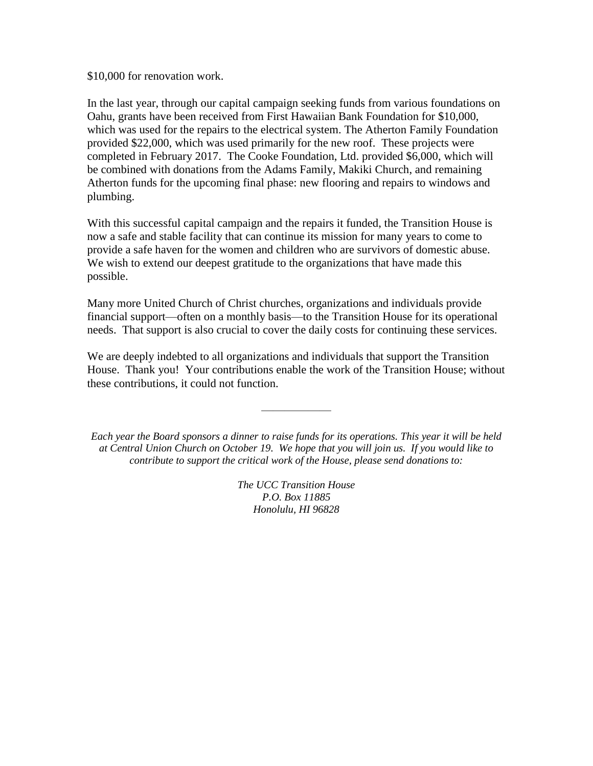$10,000 for renovation work.

In the last year, through our capital campaign seeking funds from various foundations on Oahu, grants have been received from First Hawaiian Bank Foundation for $10,000, which was used for the repairs to the electrical system. The Atherton Family Foundation provided $22,000, which was used primarily for the new roof. These projects were completed in February 2017. The Cooke Foundation, Ltd. provided $6,000, which will be combined with donations from the Adams Family, Makiki Church, and remaining Atherton funds for the upcoming final phase: new flooring and repairs to windows and plumbing.

With this successful capital campaign and the repairs it funded, the Transition House is now a safe and stable facility that can continue its mission for many years to come to provide a safe haven for the women and children who are survivors of domestic abuse. We wish to extend our deepest gratitude to the organizations that have made this possible.

Many more United Church of Christ churches, organizations and individuals provide financial support—often on a monthly basis—to the Transition House for its operational needs. That support is also crucial to cover the daily costs for continuing these services.

We are deeply indebted to all organizations and individuals that support the Transition House. Thank you! Your contributions enable the work of the Transition House; without these contributions, it could not function.

---

*Each year the Board sponsors a dinner to raise funds for its operations. This year it will be held at Central Union Church on October 19. We hope that you will join us. If you would like to contribute to support the critical work of the House, please send donations to:*

*The UCC Transition House*
*P.O. Box 11885*
*Honolulu, HI 96828*